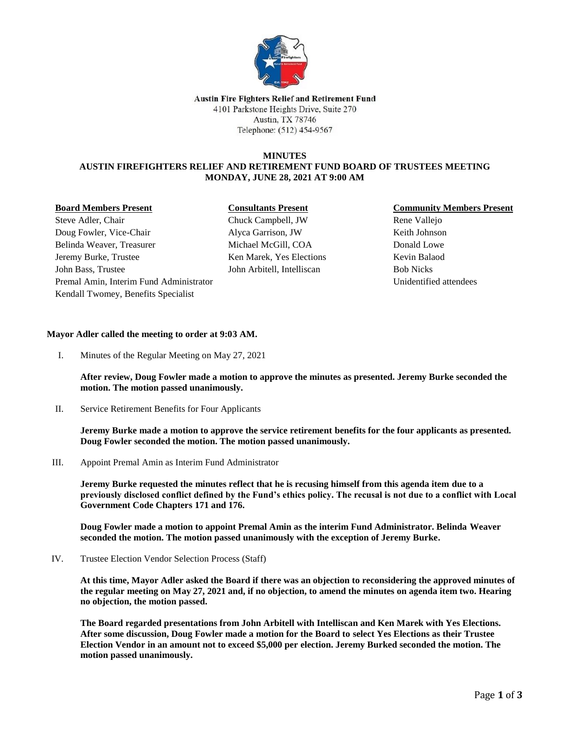**Austin Fire Fighters Relief and Retirement Fund**
4101 Parkstone Heights Drive, Suite 270
Austin, TX 78746
Telephone: (512) 454-9567

# MINUTES
## AUSTIN FIREFIGHTERS RELIEF AND RETIREMENT FUND BOARD OF TRUSTEES MEETING
### MONDAY, JUNE 28, 2021 AT 9:00 AM

| **Board Members Present** | **Consultants Present** | **Community Members Present** |
|---|---|---|
| Steve Adler, Chair | Chuck Campbell, JW | Rene Vallejo |
| Doug Fowler, Vice-Chair | Alyca Garrison, JW | Keith Johnson |
| Belinda Weaver, Treasurer | Michael McGill, COA | Donald Lowe |
| Jeremy Burke, Trustee | Ken Marek, Yes Elections | Kevin Balaod |
| John Bass, Trustee | John Arbitell, Intelliscan | Bob Nicks |
| Premal Amin, Interim Fund Administrator | | Unidentified attendees |
| Kendall Twomey, Benefits Specialist | | |

**Mayor Adler called the meeting to order at 9:03 AM.**

I. Minutes of the Regular Meeting on May 27, 2021

**After review, Doug Fowler made a motion to approve the minutes as presented. Jeremy Burke seconded the motion. The motion passed unanimously.**

II. Service Retirement Benefits for Four Applicants

**Jeremy Burke made a motion to approve the service retirement benefits for the four applicants as presented. Doug Fowler seconded the motion. The motion passed unanimously.**

III. Appoint Premal Amin as Interim Fund Administrator

**Jeremy Burke requested the minutes reflect that he is recusing himself from this agenda item due to a previously disclosed conflict defined by the Fund's ethics policy. The recusal is not due to a conflict with Local Government Code Chapters 171 and 176.**

**Doug Fowler made a motion to appoint Premal Amin as the interim Fund Administrator. Belinda Weaver seconded the motion. The motion passed unanimously with the exception of Jeremy Burke.**

IV. Trustee Election Vendor Selection Process (Staff)

**At this time, Mayor Adler asked the Board if there was an objection to reconsidering the approved minutes of the regular meeting on May 27, 2021 and, if no objection, to amend the minutes on agenda item two. Hearing no objection, the motion passed.**

**The Board regarded presentations from John Arbitell with Intelliscan and Ken Marek with Yes Elections. After some discussion, Doug Fowler made a motion for the Board to select Yes Elections as their Trustee Election Vendor in an amount not to exceed $5,000 per election. Jeremy Burked seconded the motion. The motion passed unanimously.**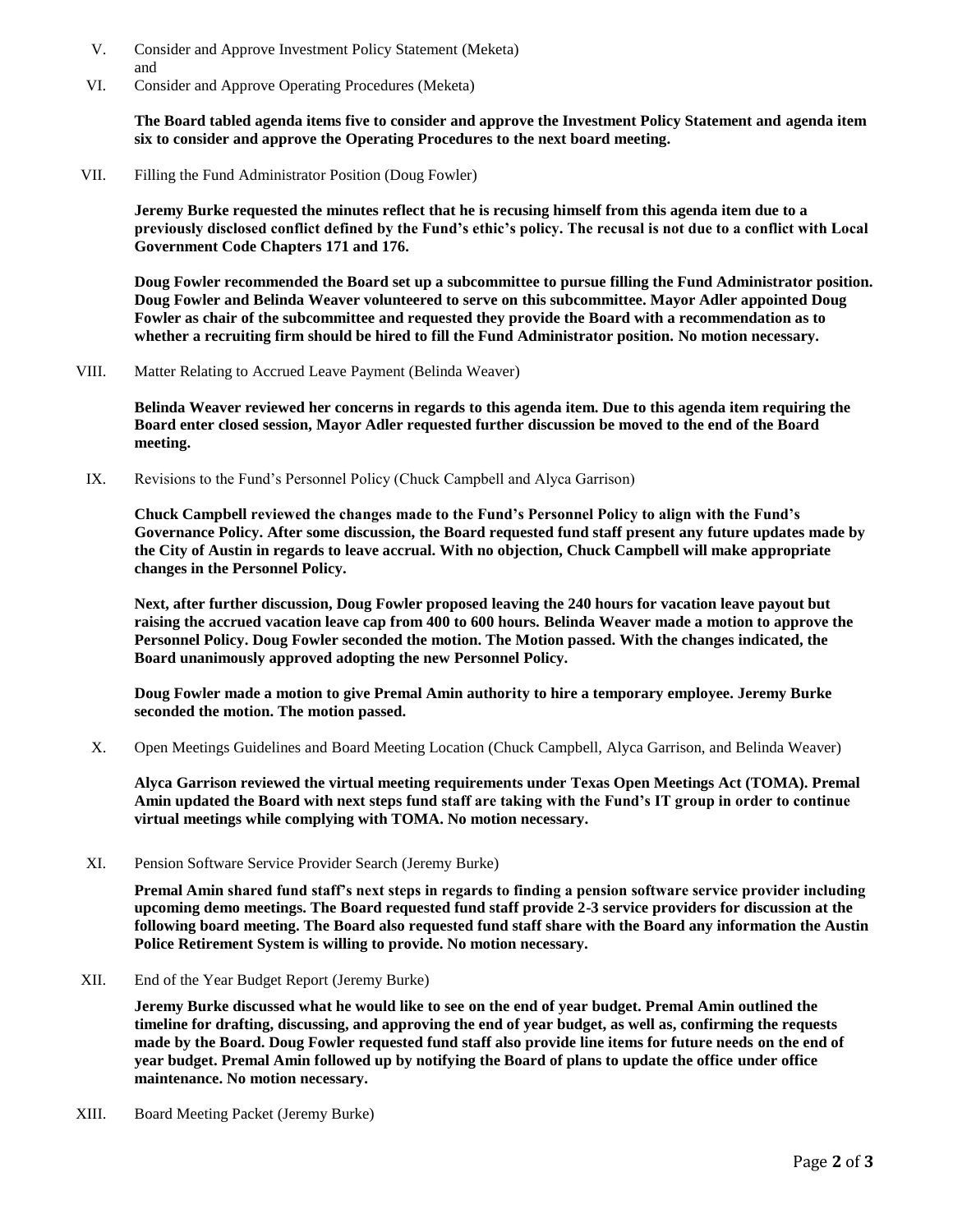V. Consider and Approve Investment Policy Statement (Meketa)
and
VI. Consider and Approve Operating Procedures (Meketa)

**The Board tabled agenda items five to consider and approve the Investment Policy Statement and agenda item six to consider and approve the Operating Procedures to the next board meeting.**

VII. Filling the Fund Administrator Position (Doug Fowler)

**Jeremy Burke requested the minutes reflect that he is recusing himself from this agenda item due to a previously disclosed conflict defined by the Fund's ethic's policy. The recusal is not due to a conflict with Local Government Code Chapters 171 and 176.**

**Doug Fowler recommended the Board set up a subcommittee to pursue filling the Fund Administrator position. Doug Fowler and Belinda Weaver volunteered to serve on this subcommittee. Mayor Adler appointed Doug Fowler as chair of the subcommittee and requested they provide the Board with a recommendation as to whether a recruiting firm should be hired to fill the Fund Administrator position. No motion necessary.**

VIII. Matter Relating to Accrued Leave Payment (Belinda Weaver)

**Belinda Weaver reviewed her concerns in regards to this agenda item. Due to this agenda item requiring the Board enter closed session, Mayor Adler requested further discussion be moved to the end of the Board meeting.**

IX. Revisions to the Fund's Personnel Policy (Chuck Campbell and Alyca Garrison)

**Chuck Campbell reviewed the changes made to the Fund's Personnel Policy to align with the Fund's Governance Policy. After some discussion, the Board requested fund staff present any future updates made by the City of Austin in regards to leave accrual. With no objection, Chuck Campbell will make appropriate changes in the Personnel Policy.**

**Next, after further discussion, Doug Fowler proposed leaving the 240 hours for vacation leave payout but raising the accrued vacation leave cap from 400 to 600 hours. Belinda Weaver made a motion to approve the Personnel Policy. Doug Fowler seconded the motion. The Motion passed. With the changes indicated, the Board unanimously approved adopting the new Personnel Policy.**

**Doug Fowler made a motion to give Premal Amin authority to hire a temporary employee. Jeremy Burke seconded the motion. The motion passed.**

X. Open Meetings Guidelines and Board Meeting Location (Chuck Campbell, Alyca Garrison, and Belinda Weaver)

**Alyca Garrison reviewed the virtual meeting requirements under Texas Open Meetings Act (TOMA). Premal Amin updated the Board with next steps fund staff are taking with the Fund's IT group in order to continue virtual meetings while complying with TOMA. No motion necessary.**

XI. Pension Software Service Provider Search (Jeremy Burke)

**Premal Amin shared fund staff's next steps in regards to finding a pension software service provider including upcoming demo meetings. The Board requested fund staff provide 2-3 service providers for discussion at the following board meeting. The Board also requested fund staff share with the Board any information the Austin Police Retirement System is willing to provide. No motion necessary.**

XII. End of the Year Budget Report (Jeremy Burke)

**Jeremy Burke discussed what he would like to see on the end of year budget. Premal Amin outlined the timeline for drafting, discussing, and approving the end of year budget, as well as, confirming the requests made by the Board. Doug Fowler requested fund staff also provide line items for future needs on the end of year budget. Premal Amin followed up by notifying the Board of plans to update the office under office maintenance. No motion necessary.**

XIII. Board Meeting Packet (Jeremy Burke)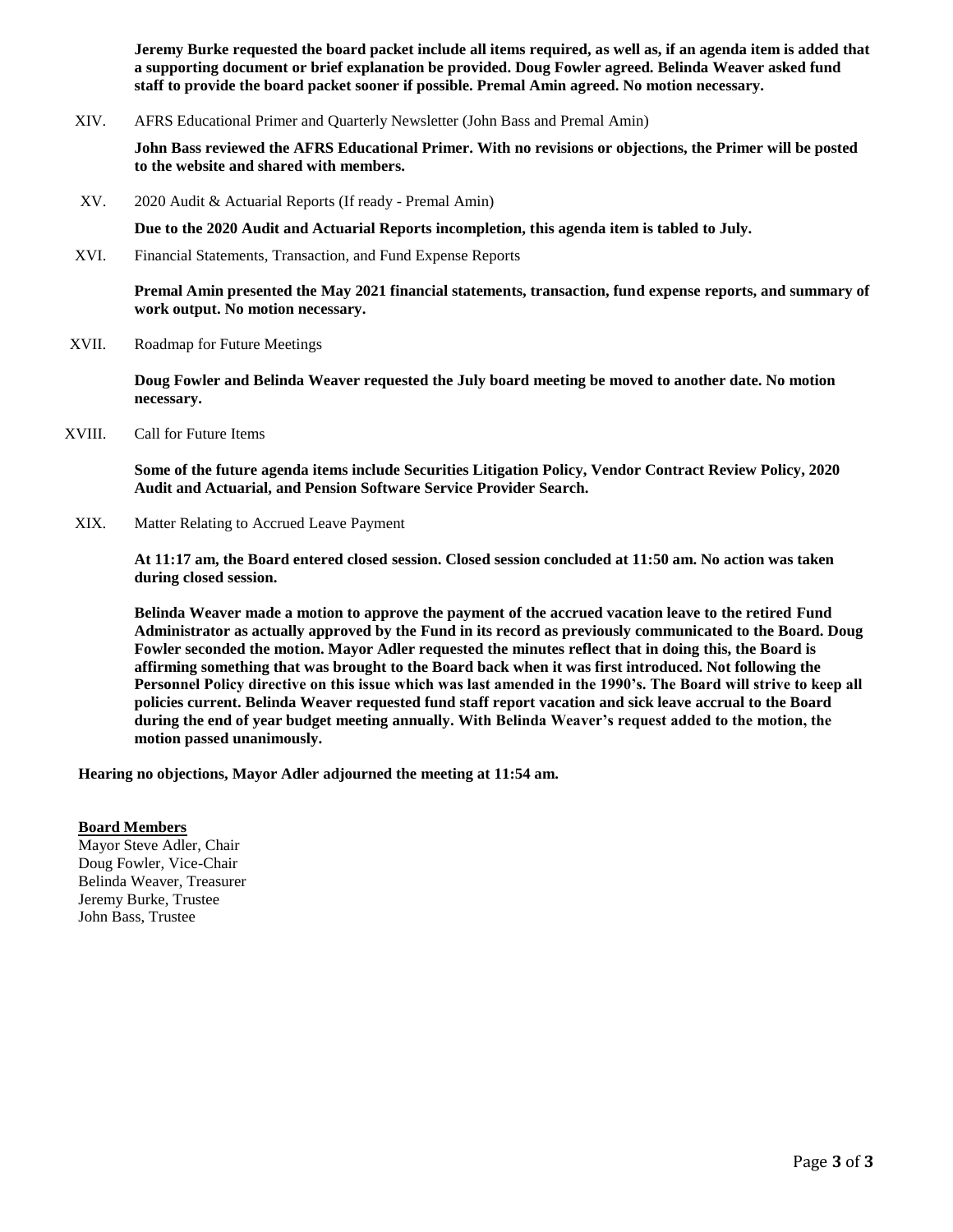**Jeremy Burke requested the board packet include all items required, as well as, if an agenda item is added that a supporting document or brief explanation be provided. Doug Fowler agreed. Belinda Weaver asked fund staff to provide the board packet sooner if possible. Premal Amin agreed. No motion necessary.**

XIV. AFRS Educational Primer and Quarterly Newsletter (John Bass and Premal Amin)

**John Bass reviewed the AFRS Educational Primer. With no revisions or objections, the Primer will be posted to the website and shared with members.**

XV. 2020 Audit & Actuarial Reports (If ready - Premal Amin)

**Due to the 2020 Audit and Actuarial Reports incompletion, this agenda item is tabled to July.**

XVI. Financial Statements, Transaction, and Fund Expense Reports

**Premal Amin presented the May 2021 financial statements, transaction, fund expense reports, and summary of work output. No motion necessary.**

XVII. Roadmap for Future Meetings

**Doug Fowler and Belinda Weaver requested the July board meeting be moved to another date. No motion necessary.**

XVIII. Call for Future Items

**Some of the future agenda items include Securities Litigation Policy, Vendor Contract Review Policy, 2020 Audit and Actuarial, and Pension Software Service Provider Search.**

XIX. Matter Relating to Accrued Leave Payment

**At 11:17 am, the Board entered closed session. Closed session concluded at 11:50 am. No action was taken during closed session.**

**Belinda Weaver made a motion to approve the payment of the accrued vacation leave to the retired Fund Administrator as actually approved by the Fund in its record as previously communicated to the Board. Doug Fowler seconded the motion. Mayor Adler requested the minutes reflect that in doing this, the Board is affirming something that was brought to the Board back when it was first introduced. Not following the Personnel Policy directive on this issue which was last amended in the 1990's. The Board will strive to keep all policies current. Belinda Weaver requested fund staff report vacation and sick leave accrual to the Board during the end of year budget meeting annually. With Belinda Weaver's request added to the motion, the motion passed unanimously.**

**Hearing no objections, Mayor Adler adjourned the meeting at 11:54 am.**

**Board Members**

Mayor Steve Adler, Chair
Doug Fowler, Vice-Chair
Belinda Weaver, Treasurer
Jeremy Burke, Trustee
John Bass, Trustee